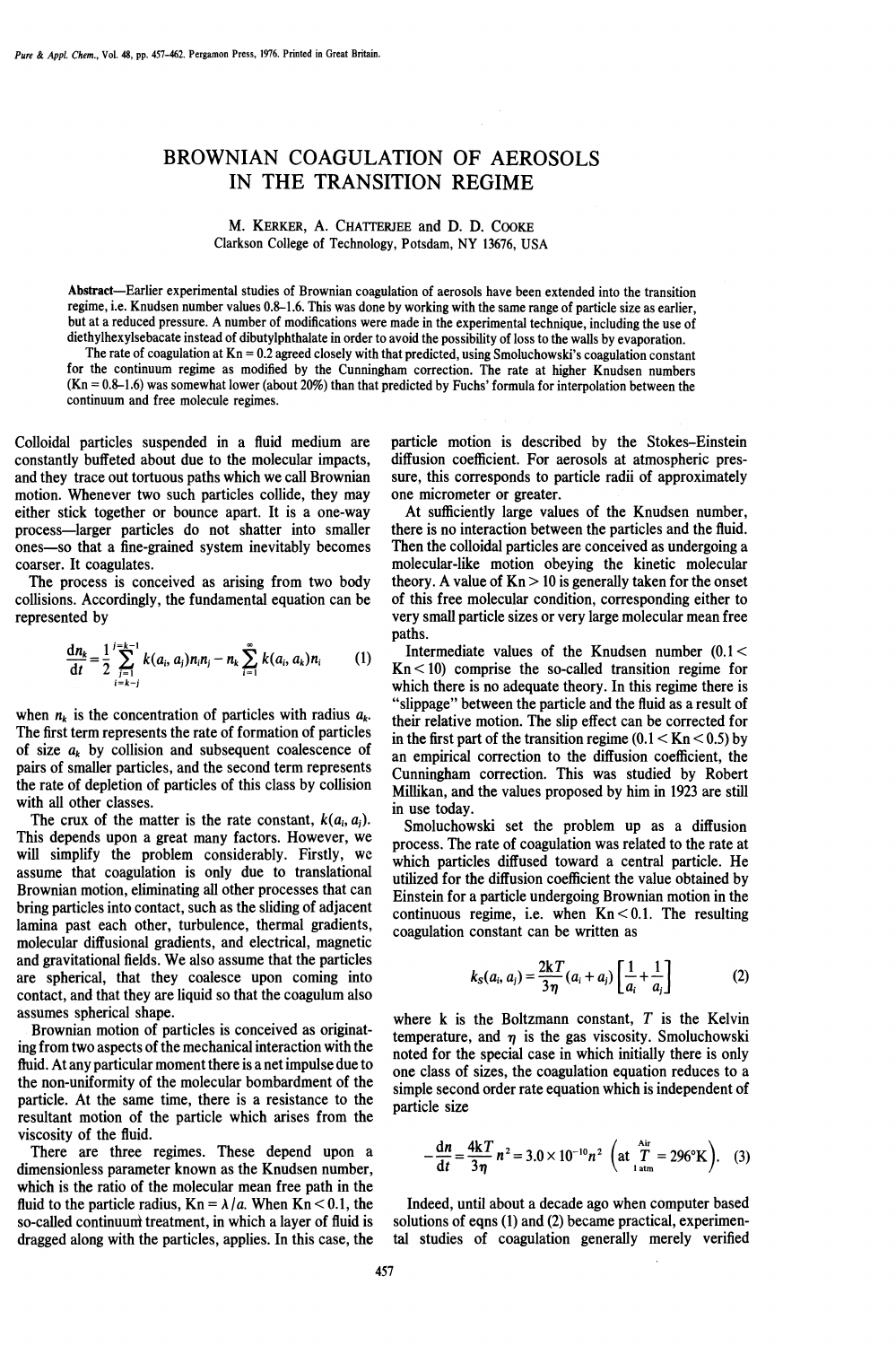# BROWNIAN COAGULATION OF AEROSOLS IN THE TRANSITION REGIME

M. KERKER, A. CHATTERJEE and D. D. COOKE
Clarkson College of Technology, Potsdam, NY 13676, USA

**Abstract**—Earlier experimental studies of Brownian coagulation of aerosols have been extended into the transition regime, i.e. Knudsen number values 0.8–1.6. This was done by working with the same range of particle size as earlier, but at a reduced pressure. A number of modifications were made in the experimental technique, including the use of diethylhexylsebacate instead of dibutylphthalate in order to avoid the possibility of loss to the walls by evaporation.

The rate of coagulation at Kn = 0.2 agreed closely with that predicted, using Smoluchowski's coagulation constant for the continuum regime as modified by the Cunningham correction. The rate at higher Knudsen numbers (Kn = 0.8–1.6) was somewhat lower (about 20%) than that predicted by Fuchs' formula for interpolation between the continuum and free molecule regimes.

Colloidal particles suspended in a fluid medium are constantly buffeted about due to the molecular impacts, and they trace out tortuous paths which we call Brownian motion. Whenever two such particles collide, they may either stick together or bounce apart. It is a one-way process—larger particles do not shatter into smaller ones—so that a fine-grained system inevitably becomes coarser. It coagulates.

The process is conceived as arising from two body collisions. Accordingly, the fundamental equation can be represented by

$$\frac{dn_k}{dt} = \frac{1}{2}\sum_{\substack{j=1 \\ i=k-j}}^{j=k-1} k(a_i, a_j)n_i n_j - n_k \sum_{i=1}^{\infty} k(a_i, a_k)n_i \qquad (1)$$

when $n_k$ is the concentration of particles with radius $a_k$. The first term represents the rate of formation of particles of size $a_k$ by collision and subsequent coalescence of pairs of smaller particles, and the second term represents the rate of depletion of particles of this class by collision with all other classes.

The crux of the matter is the rate constant, $k(a_i, a_j)$. This depends upon a great many factors. However, we will simplify the problem considerably. Firstly, we assume that coagulation is only due to translational Brownian motion, eliminating all other processes that can bring particles into contact, such as the sliding of adjacent lamina past each other, turbulence, thermal gradients, molecular diffusional gradients, and electrical, magnetic and gravitational fields. We also assume that the particles are spherical, that they coalesce upon coming into contact, and that they are liquid so that the coagulum also assumes spherical shape.

Brownian motion of particles is conceived as originating from two aspects of the mechanical interaction with the fluid. At any particular moment there is a net impulse due to the non-uniformity of the molecular bombardment of the particle. At the same time, there is a resistance to the resultant motion of the particle which arises from the viscosity of the fluid.

There are three regimes. These depend upon a dimensionless parameter known as the Knudsen number, which is the ratio of the molecular mean free path in the fluid to the particle radius, $Kn = \lambda/a$. When $Kn < 0.1$, the so-called continuum treatment, in which a layer of fluid is dragged along with the particles, applies. In this case, the particle motion is described by the Stokes–Einstein diffusion coefficient. For aerosols at atmospheric pressure, this corresponds to particle radii of approximately one micrometer or greater.

At sufficiently large values of the Knudsen number, there is no interaction between the particles and the fluid. Then the colloidal particles are conceived as undergoing a molecular-like motion obeying the kinetic molecular theory. A value of $Kn > 10$ is generally taken for the onset of this free molecular condition, corresponding either to very small particle sizes or very large molecular mean free paths.

Intermediate values of the Knudsen number ($0.1 < Kn < 10$) comprise the so-called transition regime for which there is no adequate theory. In this regime there is "slippage" between the particle and the fluid as a result of their relative motion. The slip effect can be corrected for in the first part of the transition regime ($0.1 < Kn < 0.5$) by an empirical correction to the diffusion coefficient, the Cunningham correction. This was studied by Robert Millikan, and the values proposed by him in 1923 are still in use today.

Smoluchowski set the problem up as a diffusion process. The rate of coagulation was related to the rate at which particles diffused toward a central particle. He utilized for the diffusion coefficient the value obtained by Einstein for a particle undergoing Brownian motion in the continuous regime, i.e. when $Kn < 0.1$. The resulting coagulation constant can be written as

$$k_S(a_i, a_j) = \frac{2kT}{3\eta}(a_i + a_j)\left[\frac{1}{a_i} + \frac{1}{a_j}\right] \qquad (2)$$

where k is the Boltzmann constant, $T$ is the Kelvin temperature, and $\eta$ is the gas viscosity. Smoluchowski noted for the special case in which initially there is only one class of sizes, the coagulation equation reduces to a simple second order rate equation which is independent of particle size

$$-\frac{dn}{dt} = \frac{4kT}{3\eta}n^2 = 3.0 \times 10^{-10} n^2 \quad \left(\text{at } \underset{1\,\text{atm}}{\overset{\text{Air}}{T}} = 296°\text{K}\right). \qquad (3)$$

Indeed, until about a decade ago when computer based solutions of eqns (1) and (2) became practical, experimental studies of coagulation generally merely verified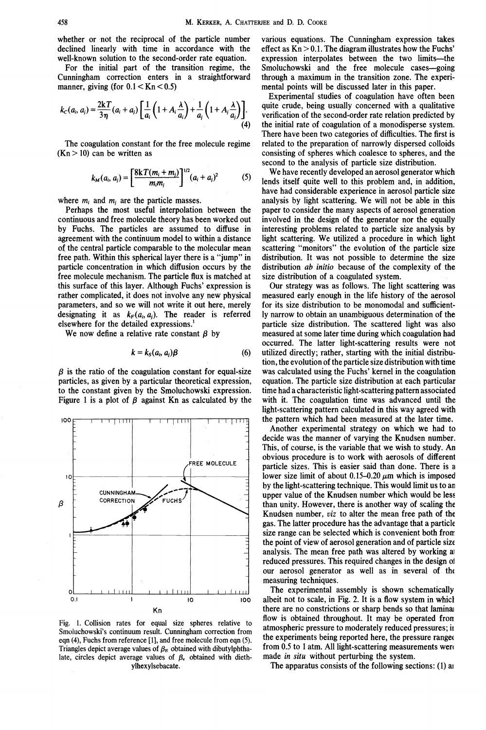whether or not the reciprocal of the particle number declined linearly with time in accordance with the well-known solution to the second-order rate equation.

For the initial part of the transition regime, the Cunningham correction enters in a straightforward manner, giving (for $0.1 < \mathrm{Kn} < 0.5$)

$$k_C(a_i, a_j) = \frac{2kT}{3\eta}(a_i + a_j)\left[\frac{1}{a_i}\left(1 + A_i\frac{\lambda}{a_i}\right) + \frac{1}{a_j}\left(1 + A_i\frac{\lambda}{a_j}\right)\right]. \tag{4}$$

The coagulation constant for the free molecule regime ($\mathrm{Kn} > 10$) can be written as

$$k_M(a_i, a_j) = \left[\frac{8kT(m_i + m_j)}{m_i m_j}\right]^{1/2}(a_i + a_j)^2 \tag{5}$$

where $m_i$ and $m_j$ are the particle masses.

Perhaps the most useful interpolation between the continuous and free molecule theory has been worked out by Fuchs. The particles are assumed to diffuse in agreement with the continuum model to within a distance of the central particle comparable to the molecular mean free path. Within this spherical layer there is a "jump" in particle concentration in which diffusion occurs by the free molecule mechanism. The particle flux is matched at this surface of this layer. Although Fuchs' expression is rather complicated, it does not involve any new physical parameters, and so we will not write it out here, merely designating it as $k_F(a_i, a_j)$. The reader is referred elsewhere for the detailed expressions.[1]

We now define a relative rate constant $\beta$ by

$$k = k_S(a_i, a_j)\beta \tag{6}$$

$\beta$ is the ratio of the coagulation constant for equal-size particles, as given by a particular theoretical expression, to the constant given by the Smoluchowski expression. Figure 1 is a plot of $\beta$ against Kn as calculated by the various equations. The Cunningham expression takes effect as $\mathrm{Kn} > 0.1$. The diagram illustrates how the Fuchs' expression interpolates between the two limits—the Smoluchowski and the free molecule cases—going through a maximum in the transition zone. The experimental points will be discussed later in this paper.

Fig. 1. Collision rates for equal size spheres relative to Smoluchowski's continuum result. Cunningham correction from eqn (4), Fuchs from reference [1], and free molecule from eqn (5). Triangles depict average values of $\beta_E$ obtained with dibutylphthalate, circles depict average values of $\beta_e$ obtained with diethylhexylsebacate.

Experimental studies of coagulation have often been quite crude, being usually concerned with a qualitative verification of the second-order rate relation predicted by the initial rate of coagulation of a monodisperse system. There have been two categories of difficulties. The first is related to the preparation of narrowly dispersed colloids consisting of spheres which coalesce to spheres, and the second to the analysis of particle size distribution.

We have recently developed an aerosol generator which lends itself quite well to this problem and, in addition, have had considerable experience in aerosol particle size analysis by light scattering. We will not be able in this paper to consider the many aspects of aerosol generation involved in the design of the generator nor the equally interesting problems related to particle size analysis by light scattering. We utilized a procedure in which light scattering "monitors" the evolution of the particle size distribution. It was not possible to determine the size distribution *ab initio* because of the complexity of the size distribution of a coagulated system.

Our strategy was as follows. The light scattering was measured early enough in the life history of the aerosol for its size distribution to be monomodal and sufficiently narrow to obtain an unambiguous determination of the particle size distribution. The scattered light was also measured at some later time during which coagulation had occurred. The latter light-scattering results were not utilized directly; rather, starting with the initial distribution, the evolution of the particle size distribution with time was calculated using the Fuchs' kernel in the coagulation equation. The particle size distribution at each particular time had a characteristic light-scattering pattern associated with it. The coagulation time was advanced until the light-scattering pattern calculated in this way agreed with the pattern which had been measured at the later time.

Another experimental strategy on which we had to decide was the manner of varying the Knudsen number. This, of course, is the variable that we wish to study. An obvious procedure is to work with aerosols of different particle sizes. This is easier said than done. There is a lower size limit of about 0.15–0.20 μm which is imposed by the light-scattering technique. This would limit us to an upper value of the Knudsen number which would be less than unity. However, there is another way of scaling the Knudsen number, *viz* to alter the mean free path of the gas. The latter procedure has the advantage that a particle size range can be selected which is convenient both from the point of view of aerosol generation and of particle size analysis. The mean free path was altered by working at reduced pressures. This required changes in the design of our aerosol generator as well as in several of the measuring techniques.

The experimental assembly is shown schematically albeit not to scale, in Fig. 2. It is a flow system in which there are no constrictions or sharp bends so that laminar flow is obtained throughout. It may be operated from atmospheric pressure to moderately reduced pressures; in the experiments being reported here, the pressure ranged from 0.5 to 1 atm. All light-scattering measurements were made *in situ* without perturbing the system.

The apparatus consists of the following sections: (1) an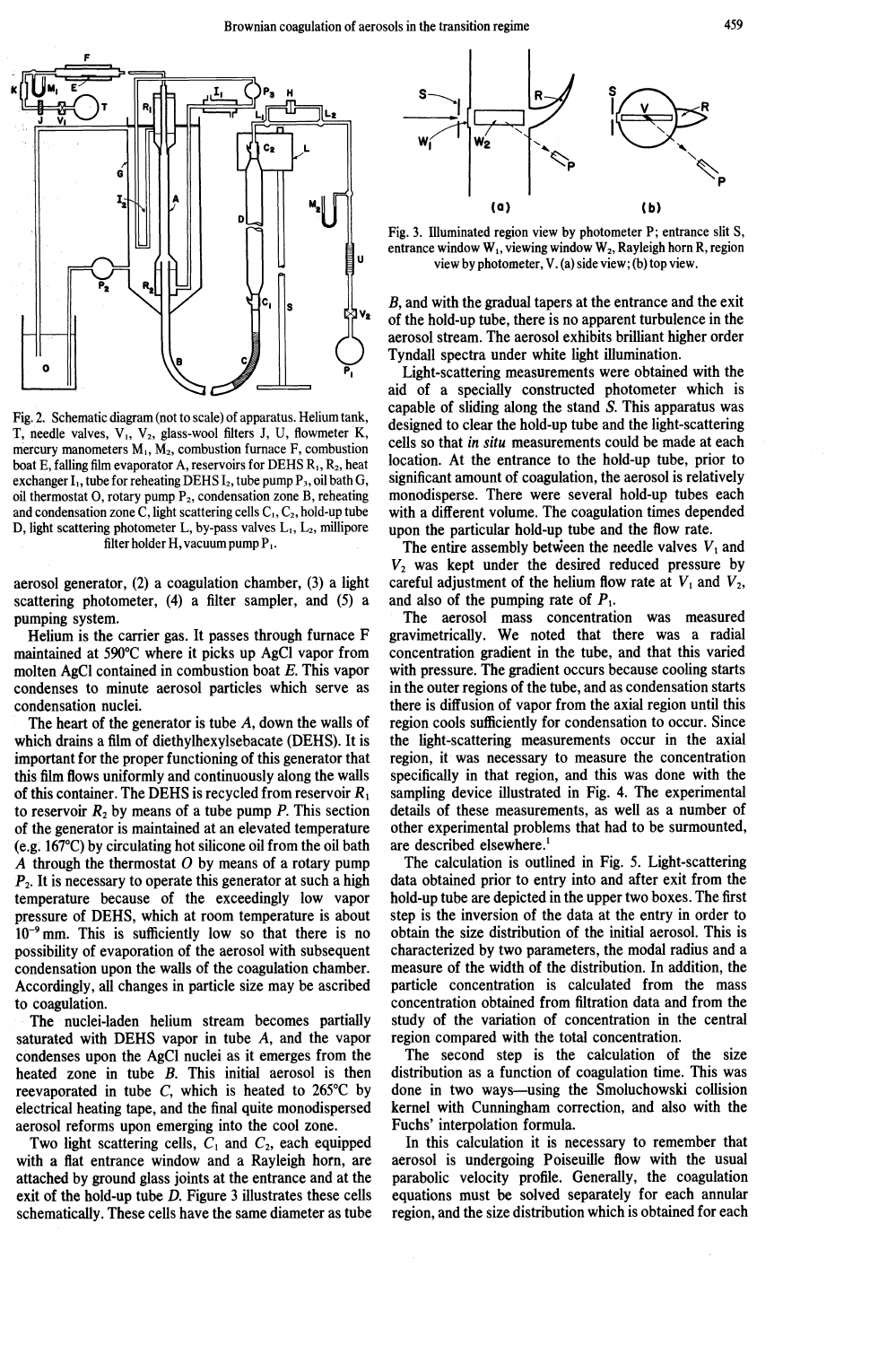Fig. 2. Schematic diagram (not to scale) of apparatus. Helium tank, T, needle valves, $V_1$, $V_2$, glass-wool filters J, U, flowmeter K, mercury manometers $M_1$, $M_2$, combustion furnace F, combustion boat E, falling film evaporator A, reservoirs for DEHS $R_1$, $R_2$, heat exchanger $I_1$, tube for reheating DEHS $I_2$, tube pump $P_3$, oil bath G, oil thermostat O, rotary pump $P_2$, condensation zone B, reheating and condensation zone C, light scattering cells $C_1$, $C_2$, hold-up tube D, light scattering photometer L, by-pass valves $L_1$, $L_2$, millipore filter holder H, vacuum pump $P_1$.

aerosol generator, (2) a coagulation chamber, (3) a light scattering photometer, (4) a filter sampler, and (5) a pumping system.

Helium is the carrier gas. It passes through furnace F maintained at 590°C where it picks up AgCl vapor from molten AgCl contained in combustion boat E. This vapor condenses to minute aerosol particles which serve as condensation nuclei.

The heart of the generator is tube A, down the walls of which drains a film of diethylhexylsebacate (DEHS). It is important for the proper functioning of this generator that this film flows uniformly and continuously along the walls of this container. The DEHS is recycled from reservoir $R_1$ to reservoir $R_2$ by means of a tube pump P. This section of the generator is maintained at an elevated temperature (e.g. 167°C) by circulating hot silicone oil from the oil bath A through the thermostat O by means of a rotary pump $P_2$. It is necessary to operate this generator at such a high temperature because of the exceedingly low vapor pressure of DEHS, which at room temperature is about $10^{-9}$ mm. This is sufficiently low so that there is no possibility of evaporation of the aerosol with subsequent condensation upon the walls of the coagulation chamber. Accordingly, all changes in particle size may be ascribed to coagulation.

The nuclei-laden helium stream becomes partially saturated with DEHS vapor in tube A, and the vapor condenses upon the AgCl nuclei as it emerges from the heated zone in tube B. This initial aerosol is then reevaporated in tube C, which is heated to 265°C by electrical heating tape, and the final quite monodispersed aerosol reforms upon emerging into the cool zone.

Two light scattering cells, $C_1$ and $C_2$, each equipped with a flat entrance window and a Rayleigh horn, are attached by ground glass joints at the entrance and at the exit of the hold-up tube D. Figure 3 illustrates these cells schematically. These cells have the same diameter as tube B, and with the gradual tapers at the entrance and the exit of the hold-up tube, there is no apparent turbulence in the aerosol stream. The aerosol exhibits brilliant higher order Tyndall spectra under white light illumination.

Fig. 3. Illuminated region view by photometer P; entrance slit S, entrance window $W_1$, viewing window $W_2$, Rayleigh horn R, region view by photometer, V. (a) side view; (b) top view.

Light-scattering measurements were obtained with the aid of a specially constructed photometer which is capable of sliding along the stand S. This apparatus was designed to clear the hold-up tube and the light-scattering cells so that *in situ* measurements could be made at each location. At the entrance to the hold-up tube, prior to significant amount of coagulation, the aerosol is relatively monodisperse. There were several hold-up tubes each with a different volume. The coagulation times depended upon the particular hold-up tube and the flow rate.

The entire assembly between the needle valves $V_1$ and $V_2$ was kept under the desired reduced pressure by careful adjustment of the helium flow rate at $V_1$ and $V_2$, and also of the pumping rate of $P_1$.

The aerosol mass concentration was measured gravimetrically. We noted that there was a radial concentration gradient in the tube, and that this varied with pressure. The gradient occurs because cooling starts in the outer regions of the tube, and as condensation starts there is diffusion of vapor from the axial region until this region cools sufficiently for condensation to occur. Since the light-scattering measurements occur in the axial region, it was necessary to measure the concentration specifically in that region, and this was done with the sampling device illustrated in Fig. 4. The experimental details of these measurements, as well as a number of other experimental problems that had to be surmounted, are described elsewhere.[1]

The calculation is outlined in Fig. 5. Light-scattering data obtained prior to entry into and after exit from the hold-up tube are depicted in the upper two boxes. The first step is the inversion of the data at the entry in order to obtain the size distribution of the initial aerosol. This is characterized by two parameters, the modal radius and a measure of the width of the distribution. In addition, the particle concentration is calculated from the mass concentration obtained from filtration data and from the study of the variation of concentration in the central region compared with the total concentration.

The second step is the calculation of the size distribution as a function of coagulation time. This was done in two ways—using the Smoluchowski collision kernel with Cunningham correction, and also with the Fuchs' interpolation formula.

In this calculation it is necessary to remember that aerosol is undergoing Poiseuille flow with the usual parabolic velocity profile. Generally, the coagulation equations must be solved separately for each annular region, and the size distribution which is obtained for each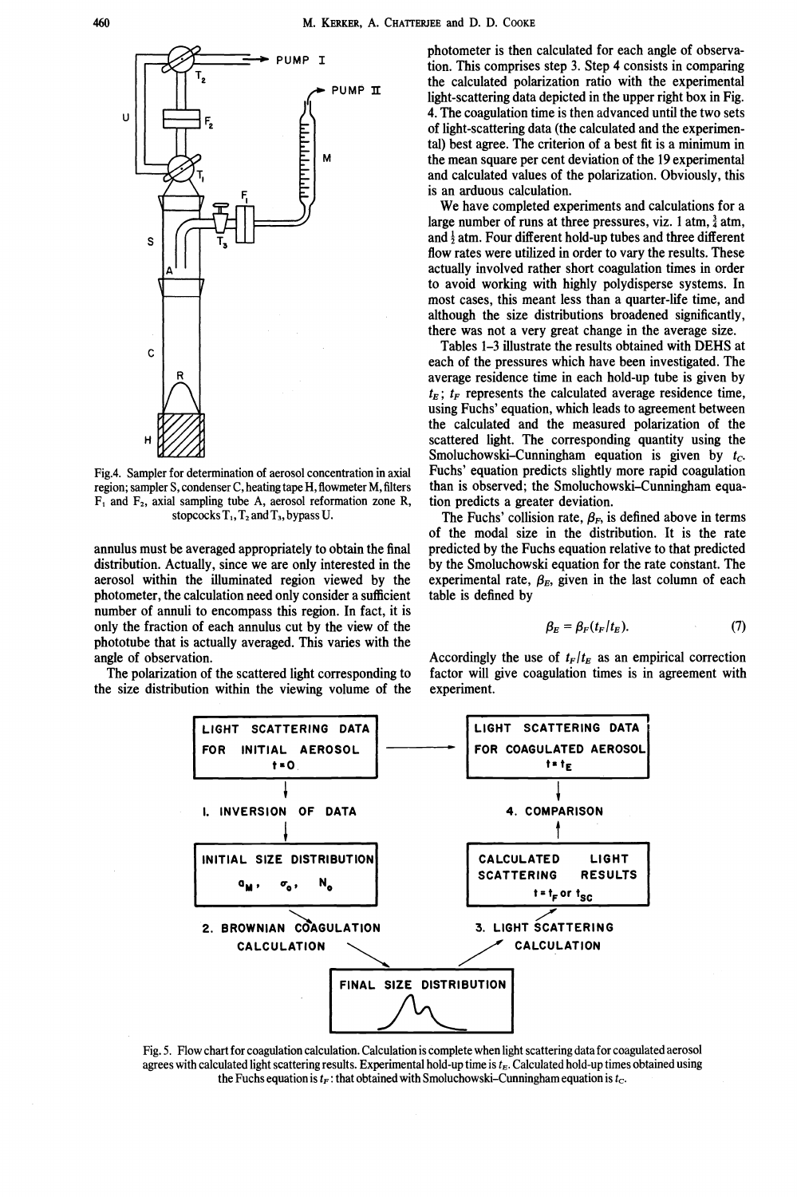Fig.4. Sampler for determination of aerosol concentration in axial region; sampler S, condenser C, heating tape H, flowmeter M, filters $F_1$ and $F_2$, axial sampling tube A, aerosol reformation zone R, stopcocks $T_1$, $T_2$ and $T_3$, bypass U.

annulus must be averaged appropriately to obtain the final distribution. Actually, since we are only interested in the aerosol within the illuminated region viewed by the photometer, the calculation need only consider a sufficient number of annuli to encompass this region. In fact, it is only the fraction of each annulus cut by the view of the phototube that is actually averaged. This varies with the angle of observation.

The polarization of the scattered light corresponding to the size distribution within the viewing volume of the photometer is then calculated for each angle of observation. This comprises step 3. Step 4 consists in comparing the calculated polarization ratio with the experimental light-scattering data depicted in the upper right box in Fig. 4. The coagulation time is then advanced until the two sets of light-scattering data (the calculated and the experimental) best agree. The criterion of a best fit is a minimum in the mean square per cent deviation of the 19 experimental and calculated values of the polarization. Obviously, this is an arduous calculation.

We have completed experiments and calculations for a large number of runs at three pressures, viz. 1 atm, $\frac{3}{4}$ atm, and $\frac{1}{2}$ atm. Four different hold-up tubes and three different flow rates were utilized in order to vary the results. These actually involved rather short coagulation times in order to avoid working with highly polydisperse systems. In most cases, this meant less than a quarter-life time, and although the size distributions broadened significantly, there was not a very great change in the average size.

Tables 1–3 illustrate the results obtained with DEHS at each of the pressures which have been investigated. The average residence time in each hold-up tube is given by $t_E$; $t_F$ represents the calculated average residence time, using Fuchs' equation, which leads to agreement between the calculated and the measured polarization of the scattered light. The corresponding quantity using the Smoluchowski–Cunningham equation is given by $t_C$. Fuchs' equation predicts slightly more rapid coagulation than is observed; the Smoluchowski–Cunningham equation predicts a greater deviation.

The Fuchs' collision rate, $\beta_F$, is defined above in terms of the modal size in the distribution. It is the rate predicted by the Fuchs equation relative to that predicted by the Smoluchowski equation for the rate constant. The experimental rate, $\beta_E$, given in the last column of each table is defined by

$$\beta_E = \beta_F(t_F/t_E). \tag{7}$$

Accordingly the use of $t_F/t_E$ as an empirical correction factor will give coagulation times is in agreement with experiment.

Fig. 5. Flow chart for coagulation calculation. Calculation is complete when light scattering data for coagulated aerosol agrees with calculated light scattering results. Experimental hold-up time is $t_E$. Calculated hold-up times obtained using the Fuchs equation is $t_F$: that obtained with Smoluchowski–Cunningham equation is $t_C$.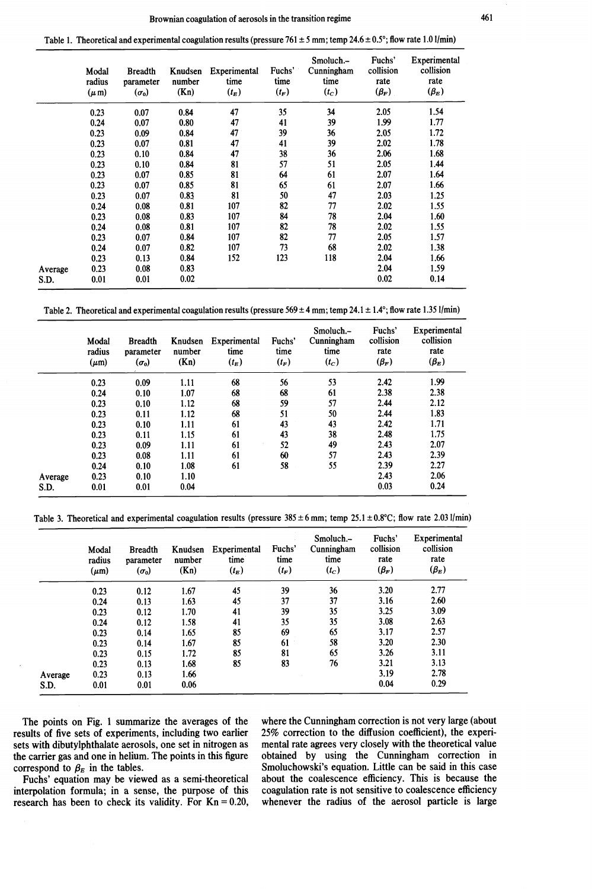Table 1. Theoretical and experimental coagulation results (pressure 761 ± 5 mm; temp 24.6 ± 0.5°; flow rate 1.0 l/min)

| | Modal radius (μm) | Breadth parameter ($\sigma_0$) | Knudsen number (Kn) | Experimental time ($t_E$) | Fuchs' time ($t_F$) | Smoluch.– Cunningham time ($t_C$) | Fuchs' collision rate ($\beta_F$) | Experimental collision rate ($\beta_E$) |
|---|---|---|---|---|---|---|---|---|
| | 0.23 | 0.07 | 0.84 | 47 | 35 | 34 | 2.05 | 1.54 |
| | 0.24 | 0.07 | 0.80 | 47 | 41 | 39 | 1.99 | 1.77 |
| | 0.23 | 0.09 | 0.84 | 47 | 39 | 36 | 2.05 | 1.72 |
| | 0.23 | 0.07 | 0.81 | 47 | 41 | 39 | 2.02 | 1.78 |
| | 0.23 | 0.10 | 0.84 | 47 | 38 | 36 | 2.06 | 1.68 |
| | 0.23 | 0.10 | 0.84 | 81 | 57 | 51 | 2.05 | 1.44 |
| | 0.23 | 0.07 | 0.85 | 81 | 64 | 61 | 2.07 | 1.64 |
| | 0.23 | 0.07 | 0.85 | 81 | 65 | 61 | 2.07 | 1.66 |
| | 0.23 | 0.07 | 0.83 | 81 | 50 | 47 | 2.03 | 1.25 |
| | 0.24 | 0.08 | 0.81 | 107 | 82 | 77 | 2.02 | 1.55 |
| | 0.23 | 0.08 | 0.83 | 107 | 84 | 78 | 2.04 | 1.60 |
| | 0.24 | 0.08 | 0.81 | 107 | 82 | 78 | 2.02 | 1.55 |
| | 0.23 | 0.07 | 0.84 | 107 | 82 | 77 | 2.05 | 1.57 |
| | 0.24 | 0.07 | 0.82 | 107 | 73 | 68 | 2.02 | 1.38 |
| | 0.23 | 0.13 | 0.84 | 152 | 123 | 118 | 2.04 | 1.66 |
| Average | 0.23 | 0.08 | 0.83 | | | | 2.04 | 1.59 |
| S.D. | 0.01 | 0.01 | 0.02 | | | | 0.02 | 0.14 |

Table 2. Theoretical and experimental coagulation results (pressure 569 ± 4 mm; temp 24.1 ± 1.4°; flow rate 1.35 l/min)

| | Modal radius (μm) | Breadth parameter ($\sigma_0$) | Knudsen number (Kn) | Experimental time ($t_E$) | Fuchs' time ($t_F$) | Smoluch.– Cunningham time ($t_C$) | Fuchs' collision rate ($\beta_F$) | Experimental collision rate ($\beta_E$) |
|---|---|---|---|---|---|---|---|---|
| | 0.23 | 0.09 | 1.11 | 68 | 56 | 53 | 2.42 | 1.99 |
| | 0.24 | 0.10 | 1.07 | 68 | 68 | 61 | 2.38 | 2.38 |
| | 0.23 | 0.10 | 1.12 | 68 | 59 | 57 | 2.44 | 2.12 |
| | 0.23 | 0.11 | 1.12 | 68 | 51 | 50 | 2.44 | 1.83 |
| | 0.23 | 0.10 | 1.11 | 61 | 43 | 43 | 2.42 | 1.71 |
| | 0.23 | 0.11 | 1.15 | 61 | 43 | 38 | 2.48 | 1.75 |
| | 0.23 | 0.09 | 1.11 | 61 | 52 | 49 | 2.43 | 2.07 |
| | 0.23 | 0.08 | 1.11 | 61 | 60 | 57 | 2.43 | 2.39 |
| | 0.24 | 0.10 | 1.08 | 61 | 58 | 55 | 2.39 | 2.27 |
| Average | 0.23 | 0.10 | 1.10 | | | | 2.43 | 2.06 |
| S.D. | 0.01 | 0.01 | 0.04 | | | | 0.03 | 0.24 |

Table 3. Theoretical and experimental coagulation results (pressure 385 ± 6 mm; temp 25.1 ± 0.8°C; flow rate 2.03 l/min)

| | Modal radius (μm) | Breadth parameter ($\sigma_0$) | Knudsen number (Kn) | Experimental time ($t_E$) | Fuchs' time ($t_F$) | Smoluch.– Cunningham time ($t_C$) | Fuchs' collision rate ($\beta_F$) | Experimental collision rate ($\beta_E$) |
|---|---|---|---|---|---|---|---|---|
| | 0.23 | 0.12 | 1.67 | 45 | 39 | 36 | 3.20 | 2.77 |
| | 0.24 | 0.13 | 1.63 | 45 | 37 | 37 | 3.16 | 2.60 |
| | 0.23 | 0.12 | 1.70 | 41 | 39 | 35 | 3.25 | 3.09 |
| | 0.24 | 0.12 | 1.58 | 41 | 35 | 35 | 3.08 | 2.63 |
| | 0.23 | 0.14 | 1.65 | 85 | 69 | 65 | 3.17 | 2.57 |
| | 0.23 | 0.14 | 1.67 | 85 | 61 | 58 | 3.20 | 2.30 |
| | 0.23 | 0.15 | 1.72 | 85 | 81 | 65 | 3.26 | 3.11 |
| | 0.23 | 0.13 | 1.68 | 85 | 83 | 76 | 3.21 | 3.13 |
| Average | 0.23 | 0.13 | 1.66 | | | | 3.19 | 2.78 |
| S.D. | 0.01 | 0.01 | 0.06 | | | | 0.04 | 0.29 |

The points on Fig. 1 summarize the averages of the results of five sets of experiments, including two earlier sets with dibutylphthalate aerosols, one set in nitrogen as the carrier gas and one in helium. The points in this figure correspond to $\beta_E$ in the tables.

Fuchs' equation may be viewed as a semi-theoretical interpolation formula; in a sense, the purpose of this research has been to check its validity. For Kn = 0.20, where the Cunningham correction is not very large (about 25% correction to the diffusion coefficient), the experimental rate agrees very closely with the theoretical value obtained by using the Cunningham correction in Smoluchowski's equation. Little can be said in this case about the coalescence efficiency. This is because the coagulation rate is not sensitive to coalescence efficiency whenever the radius of the aerosol particle is large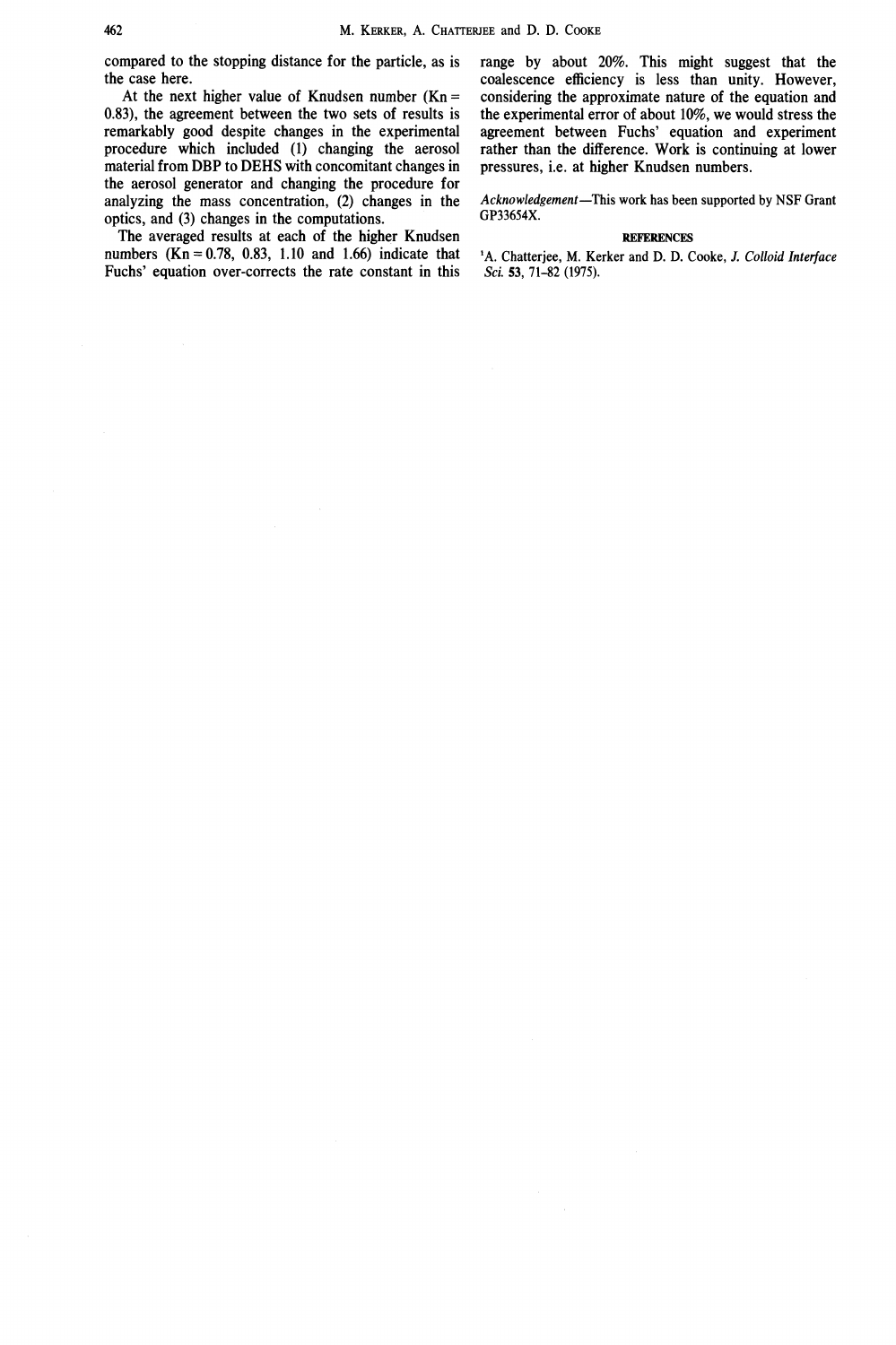compared to the stopping distance for the particle, as is the case here.

At the next higher value of Knudsen number (Kn = 0.83), the agreement between the two sets of results is remarkably good despite changes in the experimental procedure which included (1) changing the aerosol material from DBP to DEHS with concomitant changes in the aerosol generator and changing the procedure for analyzing the mass concentration, (2) changes in the optics, and (3) changes in the computations.

The averaged results at each of the higher Knudsen numbers (Kn = 0.78, 0.83, 1.10 and 1.66) indicate that Fuchs' equation over-corrects the rate constant in this range by about 20%. This might suggest that the coalescence efficiency is less than unity. However, considering the approximate nature of the equation and the experimental error of about 10%, we would stress the agreement between Fuchs' equation and experiment rather than the difference. Work is continuing at lower pressures, i.e. at higher Knudsen numbers.

*Acknowledgement*—This work has been supported by NSF Grant GP33654X.

## REFERENCES

[1] A. Chatterjee, M. Kerker and D. D. Cooke, *J. Colloid Interface Sci.* **53**, 71–82 (1975).